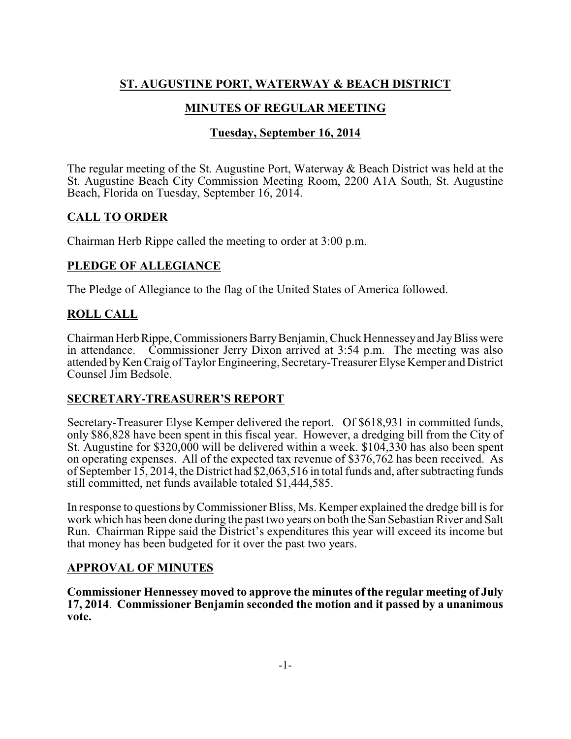# ST. AUGUSTINE PORT, WATERWAY & BEACH DISTRICT

## MINUTES OF REGULAR MEETING

### Tuesday, September 16, 2014

The regular meeting of the St. Augustine Port, Waterway & Beach District was held at the St. Augustine Beach City Commission Meeting Room, 2200 A1A South, St. Augustine Beach, Florida on Tuesday, September 16, 2014.

## CALL TO ORDER

Chairman Herb Rippe called the meeting to order at 3:00 p.m.

## PLEDGE OF ALLEGIANCE

The Pledge of Allegiance to the flag of the United States of America followed.

## ROLL CALL

Chairman Herb Rippe, Commissioners Barry Benjamin, Chuck Hennessey and Jay Bliss were in attendance. Commissioner Jerry Dixon arrived at 3:54 p.m. The meeting was also attended by Ken Craig of Taylor Engineering, Secretary-Treasurer Elyse Kemper and District Counsel Jim Bedsole.

## SECRETARY-TREASURER'S REPORT

Secretary-Treasurer Elyse Kemper delivered the report. Of $618,931 in committed funds, only $86,828 have been spent in this fiscal year. However, a dredging bill from the City of St. Augustine for $320,000 will be delivered within a week. $104,330 has also been spent on operating expenses. All of the expected tax revenue of $376,762 has been received. As of September 15, 2014, the District had $2,063,516 in total funds and, after subtracting funds still committed, net funds available totaled $1,444,585.

In response to questions by Commissioner Bliss, Ms. Kemper explained the dredge bill is for work which has been done during the past two years on both the San Sebastian River and Salt Run. Chairman Rippe said the District's expenditures this year will exceed its income but that money has been budgeted for it over the past two years.

## APPROVAL OF MINUTES

**Commissioner Hennessey moved to approve the minutes of the regular meeting of July 17, 2014. Commissioner Benjamin seconded the motion and it passed by a unanimous vote.**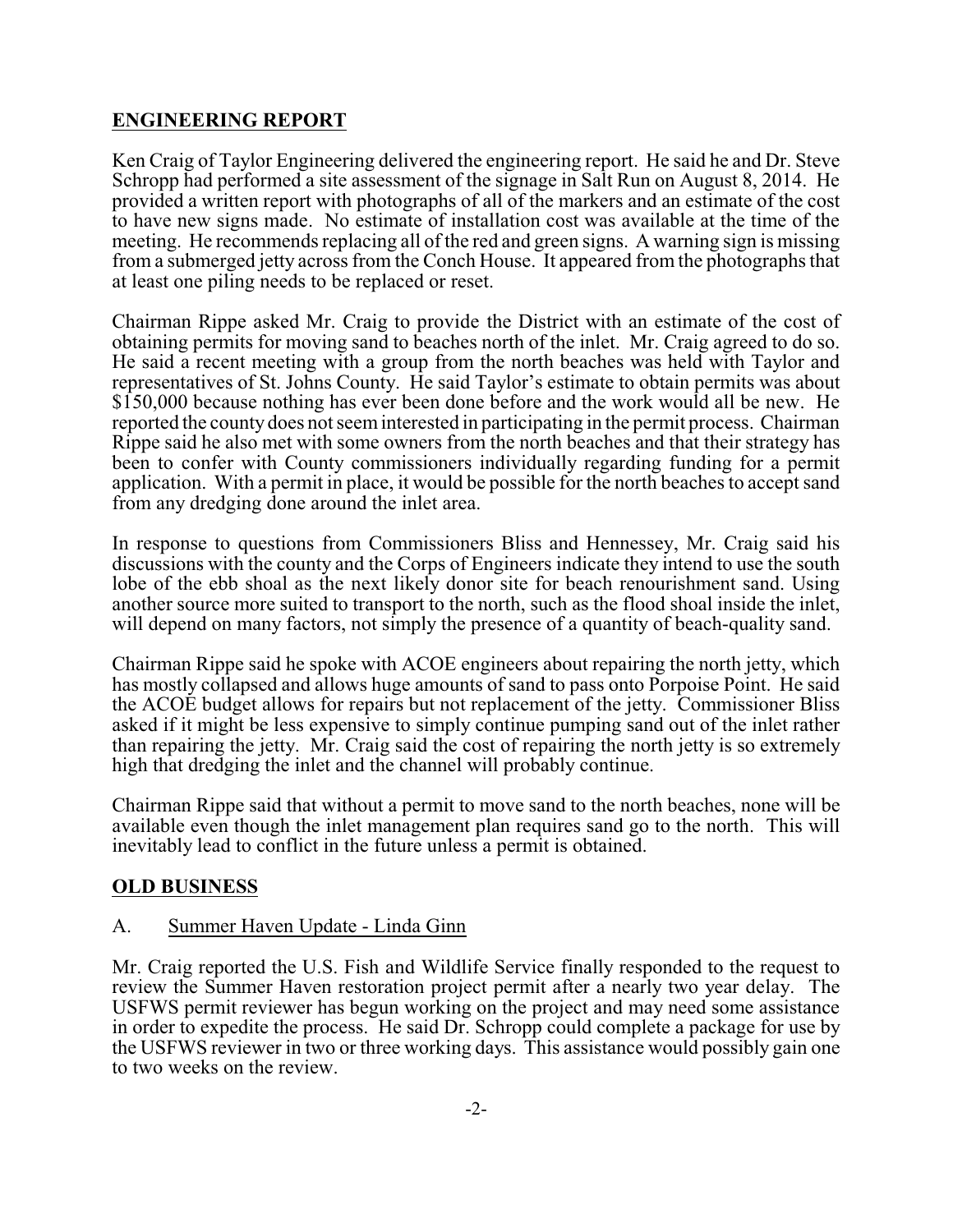## ENGINEERING REPORT

Ken Craig of Taylor Engineering delivered the engineering report. He said he and Dr. Steve Schropp had performed a site assessment of the signage in Salt Run on August 8, 2014. He provided a written report with photographs of all of the markers and an estimate of the cost to have new signs made. No estimate of installation cost was available at the time of the meeting. He recommends replacing all of the red and green signs. A warning sign is missing from a submerged jetty across from the Conch House. It appeared from the photographs that at least one piling needs to be replaced or reset.

Chairman Rippe asked Mr. Craig to provide the District with an estimate of the cost of obtaining permits for moving sand to beaches north of the inlet. Mr. Craig agreed to do so. He said a recent meeting with a group from the north beaches was held with Taylor and representatives of St. Johns County. He said Taylor's estimate to obtain permits was about $150,000 because nothing has ever been done before and the work would all be new. He reported the county does not seem interested in participating in the permit process. Chairman Rippe said he also met with some owners from the north beaches and that their strategy has been to confer with County commissioners individually regarding funding for a permit application. With a permit in place, it would be possible for the north beaches to accept sand from any dredging done around the inlet area.

In response to questions from Commissioners Bliss and Hennessey, Mr. Craig said his discussions with the county and the Corps of Engineers indicate they intend to use the south lobe of the ebb shoal as the next likely donor site for beach renourishment sand. Using another source more suited to transport to the north, such as the flood shoal inside the inlet, will depend on many factors, not simply the presence of a quantity of beach-quality sand.

Chairman Rippe said he spoke with ACOE engineers about repairing the north jetty, which has mostly collapsed and allows huge amounts of sand to pass onto Porpoise Point. He said the ACOE budget allows for repairs but not replacement of the jetty. Commissioner Bliss asked if it might be less expensive to simply continue pumping sand out of the inlet rather than repairing the jetty. Mr. Craig said the cost of repairing the north jetty is so extremely high that dredging the inlet and the channel will probably continue.

Chairman Rippe said that without a permit to move sand to the north beaches, none will be available even though the inlet management plan requires sand go to the north. This will inevitably lead to conflict in the future unless a permit is obtained.

## OLD BUSINESS

A. Summer Haven Update - Linda Ginn

Mr. Craig reported the U.S. Fish and Wildlife Service finally responded to the request to review the Summer Haven restoration project permit after a nearly two year delay. The USFWS permit reviewer has begun working on the project and may need some assistance in order to expedite the process. He said Dr. Schropp could complete a package for use by the USFWS reviewer in two or three working days. This assistance would possibly gain one to two weeks on the review.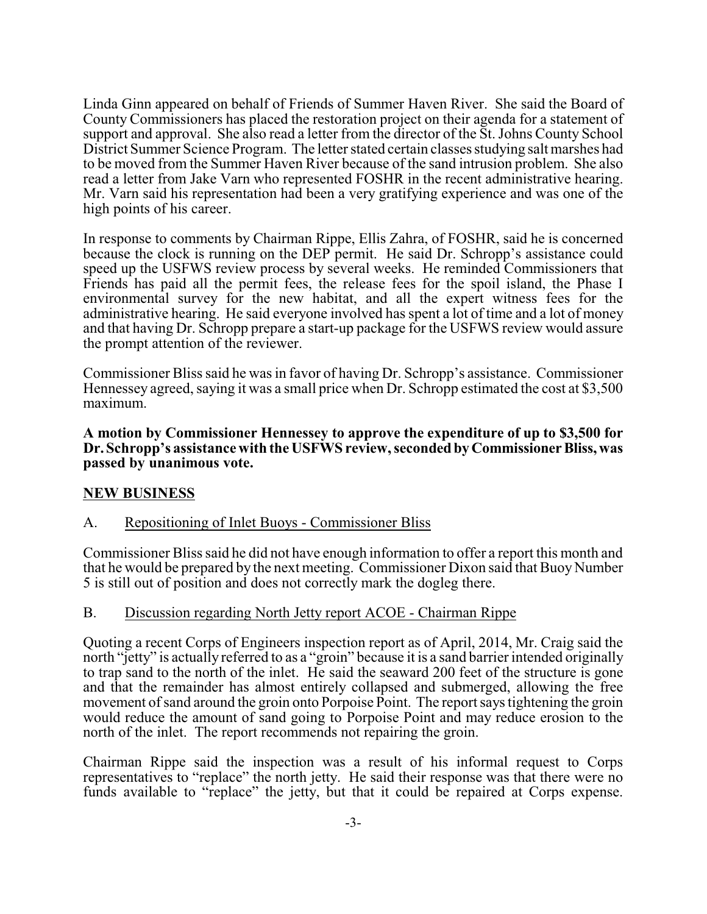Linda Ginn appeared on behalf of Friends of Summer Haven River. She said the Board of County Commissioners has placed the restoration project on their agenda for a statement of support and approval. She also read a letter from the director of the St. Johns County School District Summer Science Program. The letter stated certain classes studying salt marshes had to be moved from the Summer Haven River because of the sand intrusion problem. She also read a letter from Jake Varn who represented FOSHR in the recent administrative hearing. Mr. Varn said his representation had been a very gratifying experience and was one of the high points of his career.

In response to comments by Chairman Rippe, Ellis Zahra, of FOSHR, said he is concerned because the clock is running on the DEP permit. He said Dr. Schropp's assistance could speed up the USFWS review process by several weeks. He reminded Commissioners that Friends has paid all the permit fees, the release fees for the spoil island, the Phase I environmental survey for the new habitat, and all the expert witness fees for the administrative hearing. He said everyone involved has spent a lot of time and a lot of money and that having Dr. Schropp prepare a start-up package for the USFWS review would assure the prompt attention of the reviewer.

Commissioner Bliss said he was in favor of having Dr. Schropp's assistance. Commissioner Hennessey agreed, saying it was a small price when Dr. Schropp estimated the cost at $3,500 maximum.

**A motion by Commissioner Hennessey to approve the expenditure of up to $3,500 for Dr. Schropp's assistance with the USFWS review, seconded by Commissioner Bliss, was passed by unanimous vote.**

## NEW BUSINESS

A. Repositioning of Inlet Buoys - Commissioner Bliss

Commissioner Bliss said he did not have enough information to offer a report this month and that he would be prepared by the next meeting. Commissioner Dixon said that Buoy Number 5 is still out of position and does not correctly mark the dogleg there.

B. Discussion regarding North Jetty report ACOE - Chairman Rippe

Quoting a recent Corps of Engineers inspection report as of April, 2014, Mr. Craig said the north "jetty" is actually referred to as a "groin" because it is a sand barrier intended originally to trap sand to the north of the inlet. He said the seaward 200 feet of the structure is gone and that the remainder has almost entirely collapsed and submerged, allowing the free movement of sand around the groin onto Porpoise Point. The report says tightening the groin would reduce the amount of sand going to Porpoise Point and may reduce erosion to the north of the inlet. The report recommends not repairing the groin.

Chairman Rippe said the inspection was a result of his informal request to Corps representatives to "replace" the north jetty. He said their response was that there were no funds available to "replace" the jetty, but that it could be repaired at Corps expense.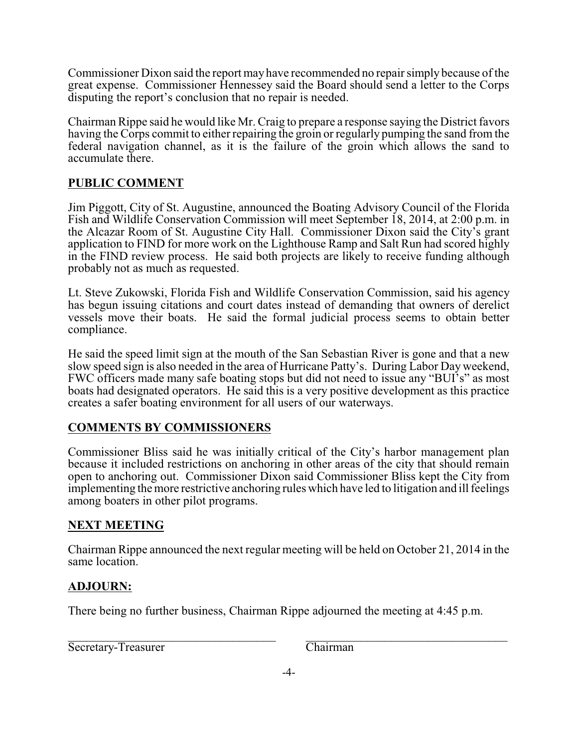Commissioner Dixon said the report may have recommended no repair simply because of the great expense. Commissioner Hennessey said the Board should send a letter to the Corps disputing the report's conclusion that no repair is needed.

Chairman Rippe said he would like Mr. Craig to prepare a response saying the District favors having the Corps commit to either repairing the groin or regularly pumping the sand from the federal navigation channel, as it is the failure of the groin which allows the sand to accumulate there.

## PUBLIC COMMENT

Jim Piggott, City of St. Augustine, announced the Boating Advisory Council of the Florida Fish and Wildlife Conservation Commission will meet September 18, 2014, at 2:00 p.m. in the Alcazar Room of St. Augustine City Hall. Commissioner Dixon said the City's grant application to FIND for more work on the Lighthouse Ramp and Salt Run had scored highly in the FIND review process. He said both projects are likely to receive funding although probably not as much as requested.

Lt. Steve Zukowski, Florida Fish and Wildlife Conservation Commission, said his agency has begun issuing citations and court dates instead of demanding that owners of derelict vessels move their boats. He said the formal judicial process seems to obtain better compliance.

He said the speed limit sign at the mouth of the San Sebastian River is gone and that a new slow speed sign is also needed in the area of Hurricane Patty's. During Labor Day weekend, FWC officers made many safe boating stops but did not need to issue any "BUI's" as most boats had designated operators. He said this is a very positive development as this practice creates a safer boating environment for all users of our waterways.

## COMMENTS BY COMMISSIONERS

Commissioner Bliss said he was initially critical of the City's harbor management plan because it included restrictions on anchoring in other areas of the city that should remain open to anchoring out. Commissioner Dixon said Commissioner Bliss kept the City from implementing the more restrictive anchoring rules which have led to litigation and ill feelings among boaters in other pilot programs.

## NEXT MEETING

Chairman Rippe announced the next regular meeting will be held on October 21, 2014 in the same location.

## ADJOURN:

There being no further business, Chairman Rippe adjourned the meeting at 4:45 p.m.

\_\_\_\_\_\_\_\_\_\_\_\_\_\_\_\_\_\_\_\_\_\_\_\_\_\_\_\_\_\_\_\_\_\_ \_\_\_\_\_\_\_\_\_\_\_\_\_\_\_\_\_\_\_\_\_\_\_\_\_\_\_\_\_\_\_\_\_\_

Secretary-Treasurer Chairman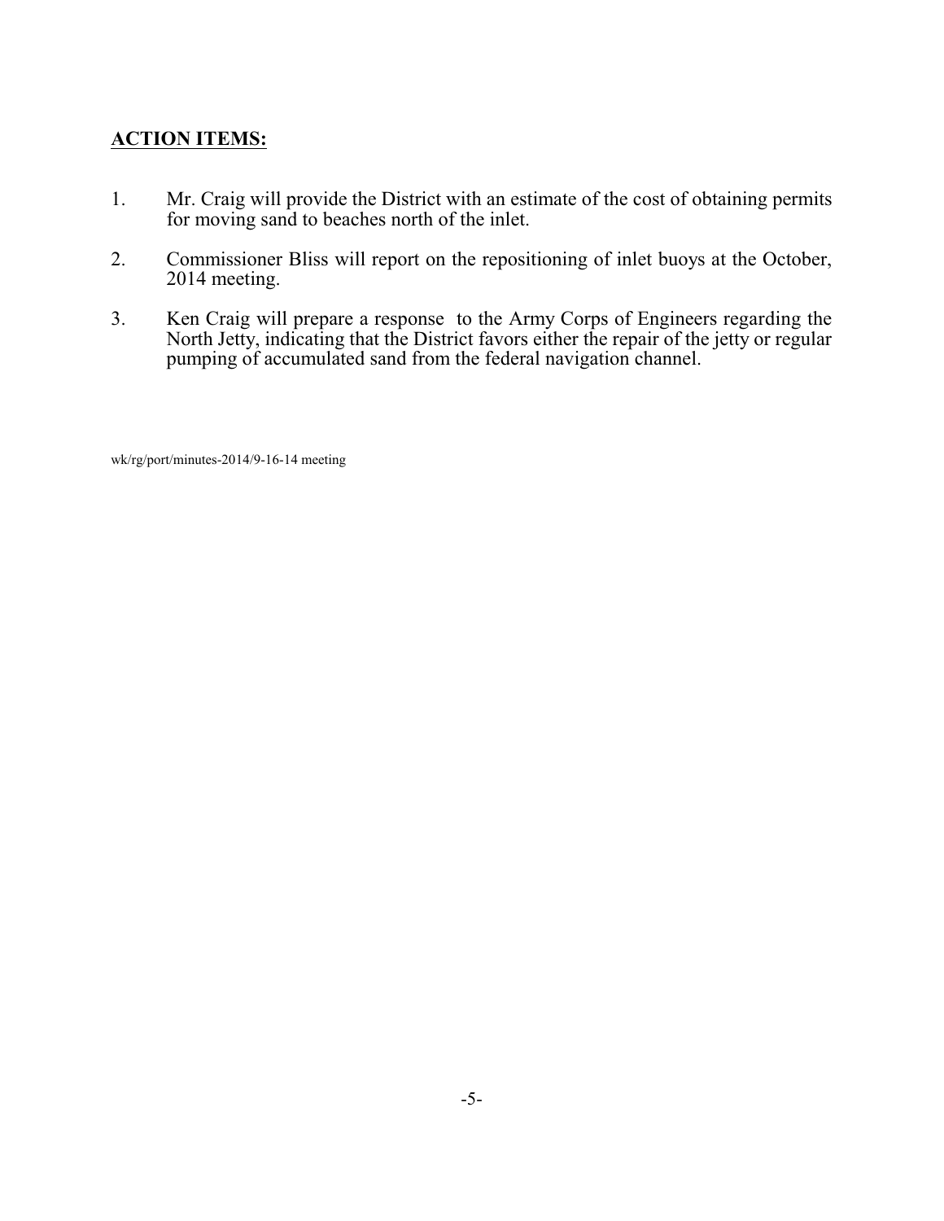## **ACTION ITEMS:**

1. Mr. Craig will provide the District with an estimate of the cost of obtaining permits for moving sand to beaches north of the inlet.

2. Commissioner Bliss will report on the repositioning of inlet buoys at the October, 2014 meeting.

3. Ken Craig will prepare a response to the Army Corps of Engineers regarding the North Jetty, indicating that the District favors either the repair of the jetty or regular pumping of accumulated sand from the federal navigation channel.

wk/rg/port/minutes-2014/9-16-14 meeting